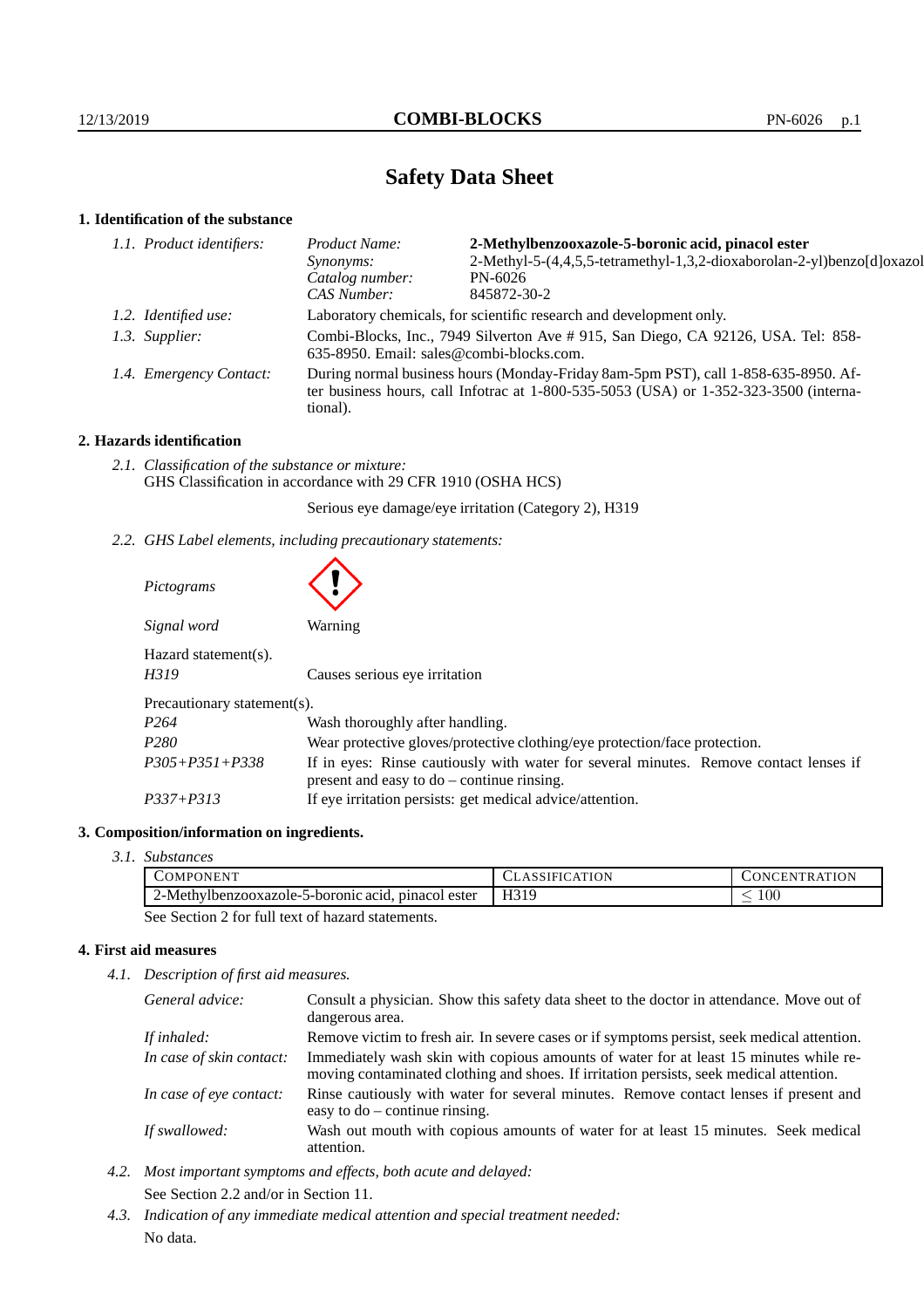# Safety Data Sheet

## 1. Identification of the substance

*1.1. Product identifiers:*

| | |
|---|---|
| *Product Name:* | **2-Methylbenzooxazole-5-boronic acid, pinacol ester** |
| *Synonyms:* | 2-Methyl-5-(4,4,5,5-tetramethyl-1,3,2-dioxaborolan-2-yl)benzo[d]oxazol |
| *Catalog number:* | PN-6026 |
| *CAS Number:* | 845872-30-2 |

*1.2. Identified use:* Laboratory chemicals, for scientific research and development only.

*1.3. Supplier:* Combi-Blocks, Inc., 7949 Silverton Ave # 915, San Diego, CA 92126, USA. Tel: 858-635-8950. Email: sales@combi-blocks.com.

*1.4. Emergency Contact:* During normal business hours (Monday-Friday 8am-5pm PST), call 1-858-635-8950. After business hours, call Infotrac at 1-800-535-5053 (USA) or 1-352-323-3500 (international).

## 2. Hazards identification

*2.1. Classification of the substance or mixture:*
GHS Classification in accordance with 29 CFR 1910 (OSHA HCS)

Serious eye damage/eye irritation (Category 2), H319

*2.2. GHS Label elements, including precautionary statements:*

*Pictograms*

*Signal word* Warning

Hazard statement(s).

| | |
|---|---|
| *H319* | Causes serious eye irritation |

Precautionary statement(s).

| | |
|---|---|
| *P264* | Wash thoroughly after handling. |
| *P280* | Wear protective gloves/protective clothing/eye protection/face protection. |
| *P305+P351+P338* | If in eyes: Rinse cautiously with water for several minutes. Remove contact lenses if present and easy to do – continue rinsing. |
| *P337+P313* | If eye irritation persists: get medical advice/attention. |

## 3. Composition/information on ingredients.

*3.1. Substances*

| Component | Classification | Concentration |
|---|---|---|
| 2-Methylbenzooxazole-5-boronic acid, pinacol ester | H319 | $\leq 100$ |

See Section 2 for full text of hazard statements.

## 4. First aid measures

*4.1. Description of first aid measures.*

| | |
|---|---|
| *General advice:* | Consult a physician. Show this safety data sheet to the doctor in attendance. Move out of dangerous area. |
| *If inhaled:* | Remove victim to fresh air. In severe cases or if symptoms persist, seek medical attention. |
| *In case of skin contact:* | Immediately wash skin with copious amounts of water for at least 15 minutes while removing contaminated clothing and shoes. If irritation persists, seek medical attention. |
| *In case of eye contact:* | Rinse cautiously with water for several minutes. Remove contact lenses if present and easy to do – continue rinsing. |
| *If swallowed:* | Wash out mouth with copious amounts of water for at least 15 minutes. Seek medical attention. |

*4.2. Most important symptoms and effects, both acute and delayed:*
See Section 2.2 and/or in Section 11.

*4.3. Indication of any immediate medical attention and special treatment needed:*
No data.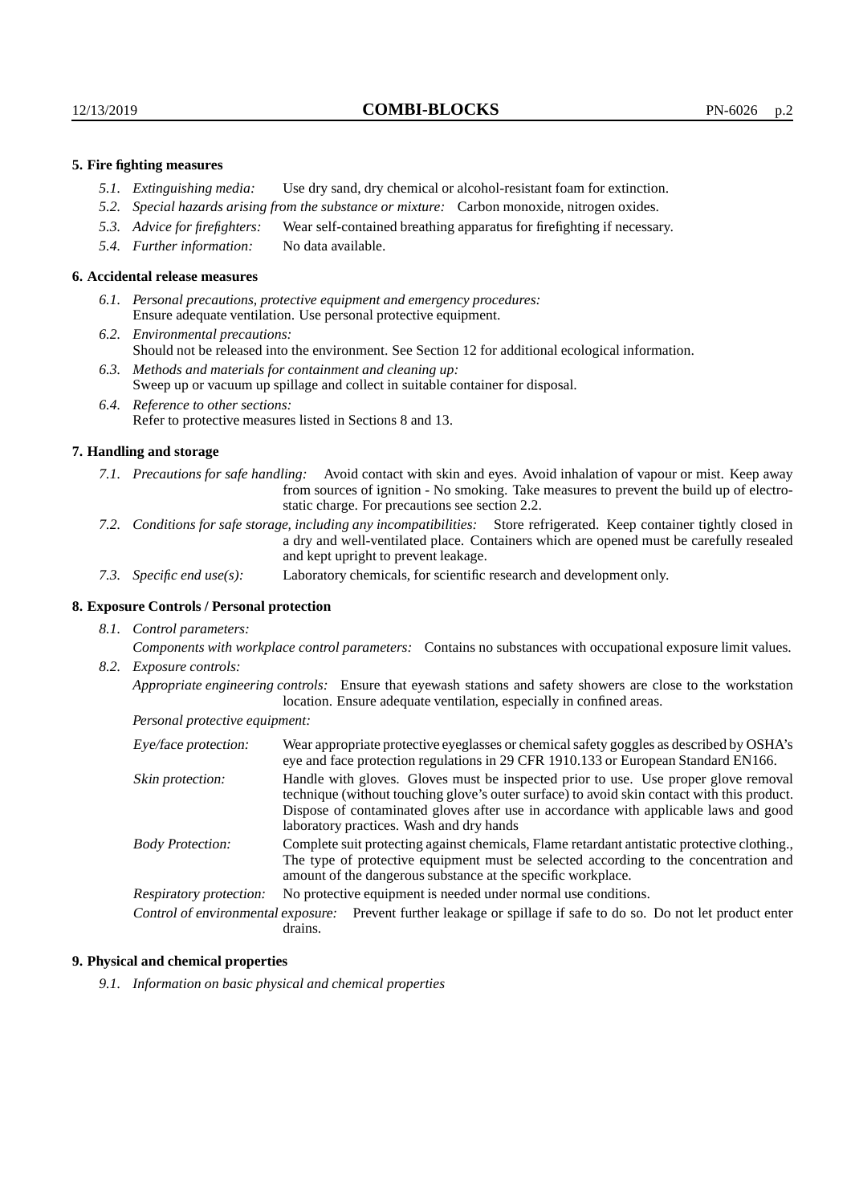### 5. Fire fighting measures

- *5.1. Extinguishing media:* Use dry sand, dry chemical or alcohol-resistant foam for extinction.
- *5.2. Special hazards arising from the substance or mixture:* Carbon monoxide, nitrogen oxides.
- *5.3. Advice for firefighters:* Wear self-contained breathing apparatus for firefighting if necessary.
- *5.4. Further information:* No data available.

### 6. Accidental release measures

- *6.1. Personal precautions, protective equipment and emergency procedures:* Ensure adequate ventilation. Use personal protective equipment.
- *6.2. Environmental precautions:* Should not be released into the environment. See Section 12 for additional ecological information.
- *6.3. Methods and materials for containment and cleaning up:* Sweep up or vacuum up spillage and collect in suitable container for disposal.
- *6.4. Reference to other sections:* Refer to protective measures listed in Sections 8 and 13.

### 7. Handling and storage

- *7.1. Precautions for safe handling:* Avoid contact with skin and eyes. Avoid inhalation of vapour or mist. Keep away from sources of ignition - No smoking. Take measures to prevent the build up of electrostatic charge. For precautions see section 2.2.
- *7.2. Conditions for safe storage, including any incompatibilities:* Store refrigerated. Keep container tightly closed in a dry and well-ventilated place. Containers which are opened must be carefully resealed and kept upright to prevent leakage.
- *7.3. Specific end use(s):* Laboratory chemicals, for scientific research and development only.

### 8. Exposure Controls / Personal protection

- *8.1. Control parameters:*
  *Components with workplace control parameters:* Contains no substances with occupational exposure limit values.
- *8.2. Exposure controls:*
  *Appropriate engineering controls:* Ensure that eyewash stations and safety showers are close to the workstation location. Ensure adequate ventilation, especially in confined areas.

  *Personal protective equipment:*

  - *Eye/face protection:* Wear appropriate protective eyeglasses or chemical safety goggles as described by OSHA's eye and face protection regulations in 29 CFR 1910.133 or European Standard EN166.
  - *Skin protection:* Handle with gloves. Gloves must be inspected prior to use. Use proper glove removal technique (without touching glove's outer surface) to avoid skin contact with this product. Dispose of contaminated gloves after use in accordance with applicable laws and good laboratory practices. Wash and dry hands
  - *Body Protection:* Complete suit protecting against chemicals, Flame retardant antistatic protective clothing., The type of protective equipment must be selected according to the concentration and amount of the dangerous substance at the specific workplace.
  - *Respiratory protection:* No protective equipment is needed under normal use conditions.
  - *Control of environmental exposure:* Prevent further leakage or spillage if safe to do so. Do not let product enter drains.

### 9. Physical and chemical properties

- *9.1. Information on basic physical and chemical properties*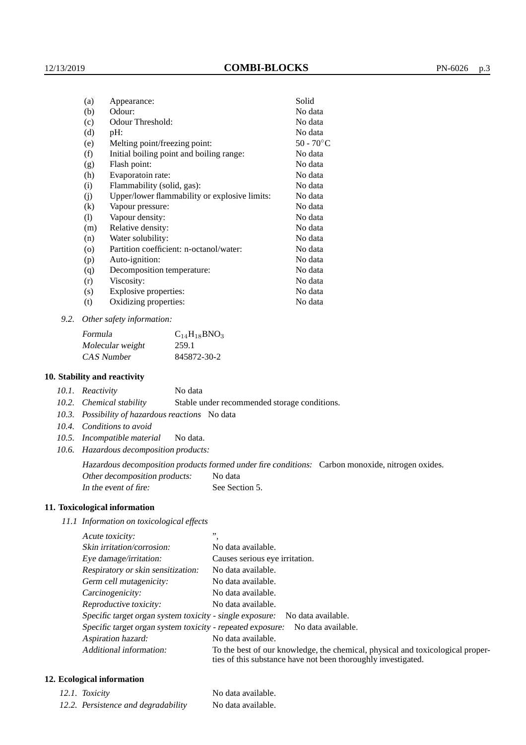| | | |
|---|---|---|
| (a) | Appearance: | Solid |
| (b) | Odour: | No data |
| (c) | Odour Threshold: | No data |
| (d) | pH: | No data |
| (e) | Melting point/freezing point: | 50 - 70°C |
| (f) | Initial boiling point and boiling range: | No data |
| (g) | Flash point: | No data |
| (h) | Evaporatoin rate: | No data |
| (i) | Flammability (solid, gas): | No data |
| (j) | Upper/lower flammability or explosive limits: | No data |
| (k) | Vapour pressure: | No data |
| (l) | Vapour density: | No data |
| (m) | Relative density: | No data |
| (n) | Water solubility: | No data |
| (o) | Partition coefficient: n-octanol/water: | No data |
| (p) | Auto-ignition: | No data |
| (q) | Decomposition temperature: | No data |
| (r) | Viscosity: | No data |
| (s) | Explosive properties: | No data |
| (t) | Oxidizing properties: | No data |

*9.2. Other safety information:*

| | |
|---|---|
| *Formula* | $C_{14}H_{18}BNO_3$ |
| *Molecular weight* | 259.1 |
| *CAS Number* | 845872-30-2 |

## 10. Stability and reactivity

*10.1. Reactivity* No data

*10.2. Chemical stability* Stable under recommended storage conditions.

*10.3. Possibility of hazardous reactions* No data

*10.4. Conditions to avoid*

*10.5. Incompatible material* No data.

*10.6. Hazardous decomposition products:*

*Hazardous decomposition products formed under fire conditions:* Carbon monoxide, nitrogen oxides.

*Other decomposition products:* No data

*In the event of fire:* See Section 5.

## 11. Toxicological information

*11.1 Information on toxicological effects*

| | |
|---|---|
| *Acute toxicity:* | ”, |
| *Skin irritation/corrosion:* | No data available. |
| *Eye damage/irritation:* | Causes serious eye irritation. |
| *Respiratory or skin sensitization:* | No data available. |
| *Germ cell mutagenicity:* | No data available. |
| *Carcinogenicity:* | No data available. |
| *Reproductive toxicity:* | No data available. |
| *Specific target organ system toxicity - single exposure:* | No data available. |
| *Specific target organ system toxicity - repeated exposure:* | No data available. |
| *Aspiration hazard:* | No data available. |
| *Additional information:* | To the best of our knowledge, the chemical, physical and toxicological properties of this substance have not been thoroughly investigated. |

## 12. Ecological information

| | |
|---|---|
| *12.1. Toxicity* | No data available. |
| *12.2. Persistence and degradability* | No data available. |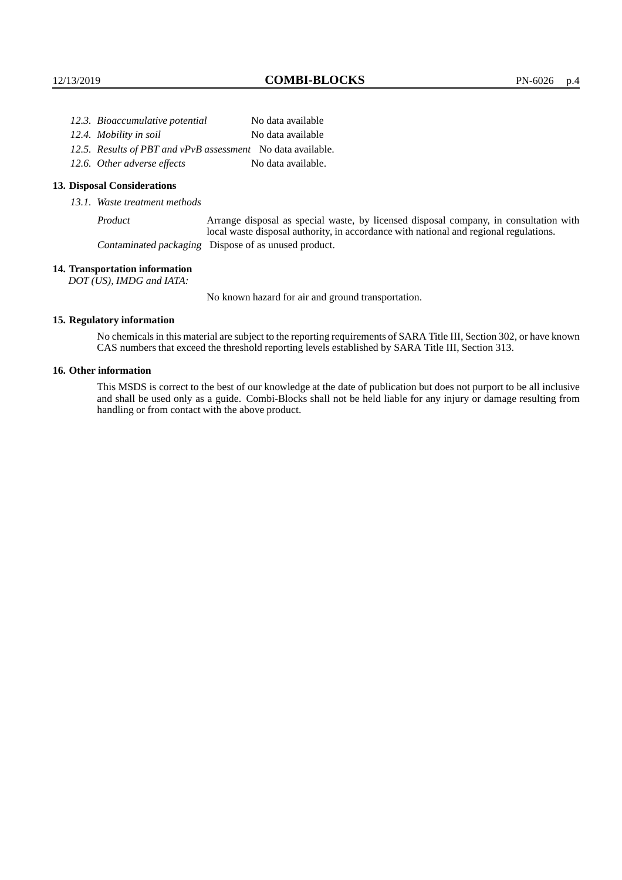*12.3. Bioaccumulative potential* No data available

*12.4. Mobility in soil* No data available

*12.5. Results of PBT and vPvB assessment* No data available.

*12.6. Other adverse effects* No data available.

## 13. Disposal Considerations

*13.1. Waste treatment methods*

*Product* Arrange disposal as special waste, by licensed disposal company, in consultation with local waste disposal authority, in accordance with national and regional regulations.

*Contaminated packaging* Dispose of as unused product.

## 14. Transportation information

*DOT (US), IMDG and IATA:*

No known hazard for air and ground transportation.

## 15. Regulatory information

No chemicals in this material are subject to the reporting requirements of SARA Title III, Section 302, or have known CAS numbers that exceed the threshold reporting levels established by SARA Title III, Section 313.

## 16. Other information

This MSDS is correct to the best of our knowledge at the date of publication but does not purport to be all inclusive and shall be used only as a guide. Combi-Blocks shall not be held liable for any injury or damage resulting from handling or from contact with the above product.